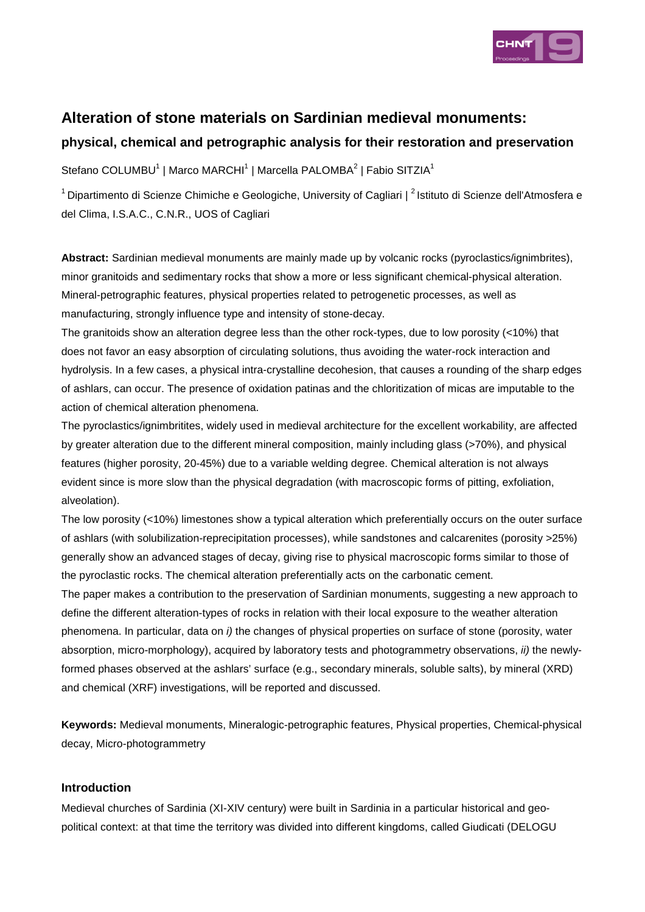# Alteration of stone materials on Sardinian medieval monuments:

## physical, chemical and petrographic analysis for their restoration and preservation

Stefano COLUMBU[1] | Marco MARCHI[1] | Marcella PALOMBA[2] | Fabio SITZIA[1]

[1] Dipartimento di Scienze Chimiche e Geologiche, University of Cagliari | [2] Istituto di Scienze dell'Atmosfera e del Clima, I.S.A.C., C.N.R., UOS of Cagliari

**Abstract:** Sardinian medieval monuments are mainly made up by volcanic rocks (pyroclastics/ignimbrites), minor granitoids and sedimentary rocks that show a more or less significant chemical-physical alteration. Mineral-petrographic features, physical properties related to petrogenetic processes, as well as manufacturing, strongly influence type and intensity of stone-decay.

The granitoids show an alteration degree less than the other rock-types, due to low porosity (<10%) that does not favor an easy absorption of circulating solutions, thus avoiding the water-rock interaction and hydrolysis. In a few cases, a physical intra-crystalline decohesion, that causes a rounding of the sharp edges of ashlars, can occur. The presence of oxidation patinas and the chloritization of micas are imputable to the action of chemical alteration phenomena.

The pyroclastics/ignimbritites, widely used in medieval architecture for the excellent workability, are affected by greater alteration due to the different mineral composition, mainly including glass (>70%), and physical features (higher porosity, 20-45%) due to a variable welding degree. Chemical alteration is not always evident since is more slow than the physical degradation (with macroscopic forms of pitting, exfoliation, alveolation).

The low porosity (<10%) limestones show a typical alteration which preferentially occurs on the outer surface of ashlars (with solubilization-reprecipitation processes), while sandstones and calcarenites (porosity >25%) generally show an advanced stages of decay, giving rise to physical macroscopic forms similar to those of the pyroclastic rocks. The chemical alteration preferentially acts on the carbonatic cement.

The paper makes a contribution to the preservation of Sardinian monuments, suggesting a new approach to define the different alteration-types of rocks in relation with their local exposure to the weather alteration phenomena. In particular, data on *i)* the changes of physical properties on surface of stone (porosity, water absorption, micro-morphology), acquired by laboratory tests and photogrammetry observations, *ii)* the newly-formed phases observed at the ashlars' surface (e.g., secondary minerals, soluble salts), by mineral (XRD) and chemical (XRF) investigations, will be reported and discussed.

**Keywords:** Medieval monuments, Mineralogic-petrographic features, Physical properties, Chemical-physical decay, Micro-photogrammetry

### Introduction

Medieval churches of Sardinia (XI-XIV century) were built in Sardinia in a particular historical and geo-political context: at that time the territory was divided into different kingdoms, called Giudicati (DELOGU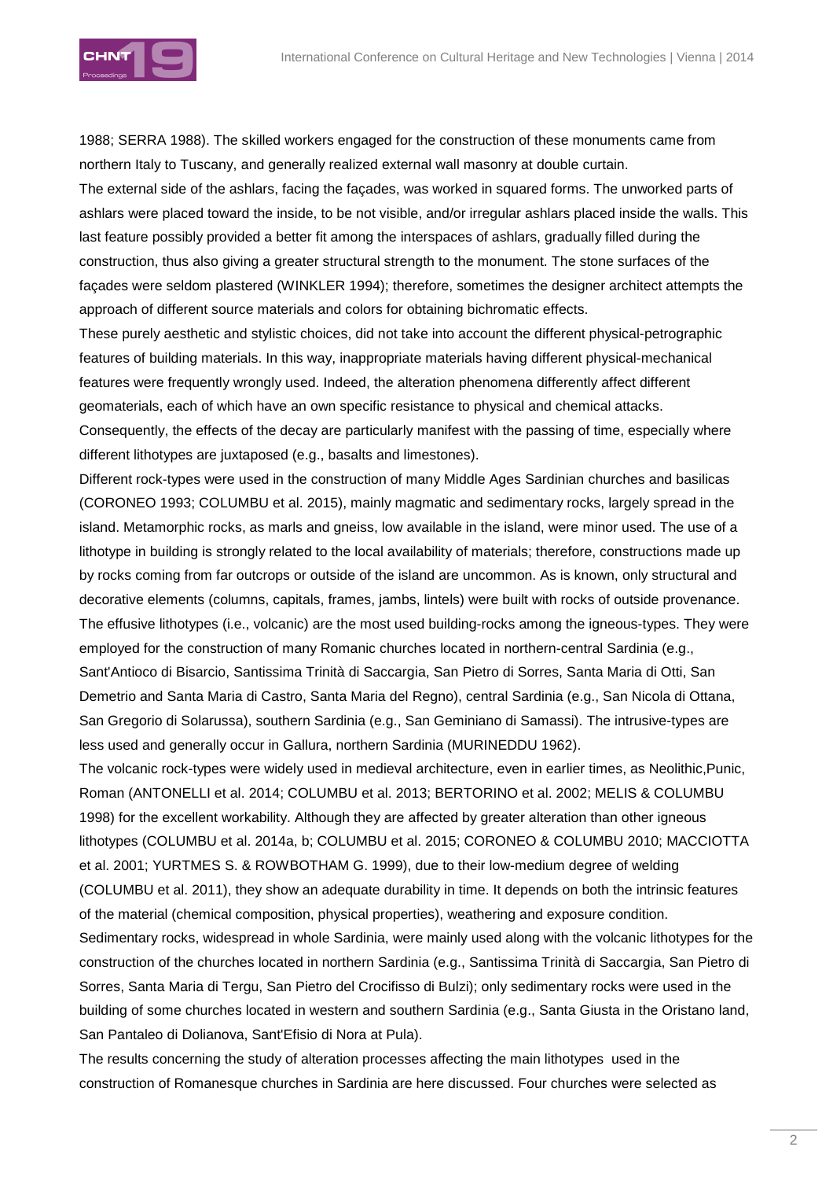1988; SERRA 1988). The skilled workers engaged for the construction of these monuments came from northern Italy to Tuscany, and generally realized external wall masonry at double curtain.

The external side of the ashlars, facing the façades, was worked in squared forms. The unworked parts of ashlars were placed toward the inside, to be not visible, and/or irregular ashlars placed inside the walls. This last feature possibly provided a better fit among the interspaces of ashlars, gradually filled during the construction, thus also giving a greater structural strength to the monument. The stone surfaces of the façades were seldom plastered (WINKLER 1994); therefore, sometimes the designer architect attempts the approach of different source materials and colors for obtaining bichromatic effects.

These purely aesthetic and stylistic choices, did not take into account the different physical-petrographic features of building materials. In this way, inappropriate materials having different physical-mechanical features were frequently wrongly used. Indeed, the alteration phenomena differently affect different geomaterials, each of which have an own specific resistance to physical and chemical attacks. Consequently, the effects of the decay are particularly manifest with the passing of time, especially where different lithotypes are juxtaposed (e.g., basalts and limestones).

Different rock-types were used in the construction of many Middle Ages Sardinian churches and basilicas (CORONEO 1993; COLUMBU et al. 2015), mainly magmatic and sedimentary rocks, largely spread in the island. Metamorphic rocks, as marls and gneiss, low available in the island, were minor used. The use of a lithotype in building is strongly related to the local availability of materials; therefore, constructions made up by rocks coming from far outcrops or outside of the island are uncommon. As is known, only structural and decorative elements (columns, capitals, frames, jambs, lintels) were built with rocks of outside provenance.

The effusive lithotypes (i.e., volcanic) are the most used building-rocks among the igneous-types. They were employed for the construction of many Romanic churches located in northern-central Sardinia (e.g., Sant'Antioco di Bisarcio, Santissima Trinità di Saccargia, San Pietro di Sorres, Santa Maria di Otti, San Demetrio and Santa Maria di Castro, Santa Maria del Regno), central Sardinia (e.g., San Nicola di Ottana, San Gregorio di Solarussa), southern Sardinia (e.g., San Geminiano di Samassi). The intrusive-types are less used and generally occur in Gallura, northern Sardinia (MURINEDDU 1962).

The volcanic rock-types were widely used in medieval architecture, even in earlier times, as Neolithic,Punic, Roman (ANTONELLI et al. 2014; COLUMBU et al. 2013; BERTORINO et al. 2002; MELIS & COLUMBU 1998) for the excellent workability. Although they are affected by greater alteration than other igneous lithotypes (COLUMBU et al. 2014a, b; COLUMBU et al. 2015; CORONEO & COLUMBU 2010; MACCIOTTA et al. 2001; YURTMES S. & ROWBOTHAM G. 1999), due to their low-medium degree of welding (COLUMBU et al. 2011), they show an adequate durability in time. It depends on both the intrinsic features of the material (chemical composition, physical properties), weathering and exposure condition.

Sedimentary rocks, widespread in whole Sardinia, were mainly used along with the volcanic lithotypes for the construction of the churches located in northern Sardinia (e.g., Santissima Trinità di Saccargia, San Pietro di Sorres, Santa Maria di Tergu, San Pietro del Crocifisso di Bulzi); only sedimentary rocks were used in the building of some churches located in western and southern Sardinia (e.g., Santa Giusta in the Oristano land, San Pantaleo di Dolianova, Sant'Efisio di Nora at Pula).

The results concerning the study of alteration processes affecting the main lithotypes used in the construction of Romanesque churches in Sardinia are here discussed. Four churches were selected as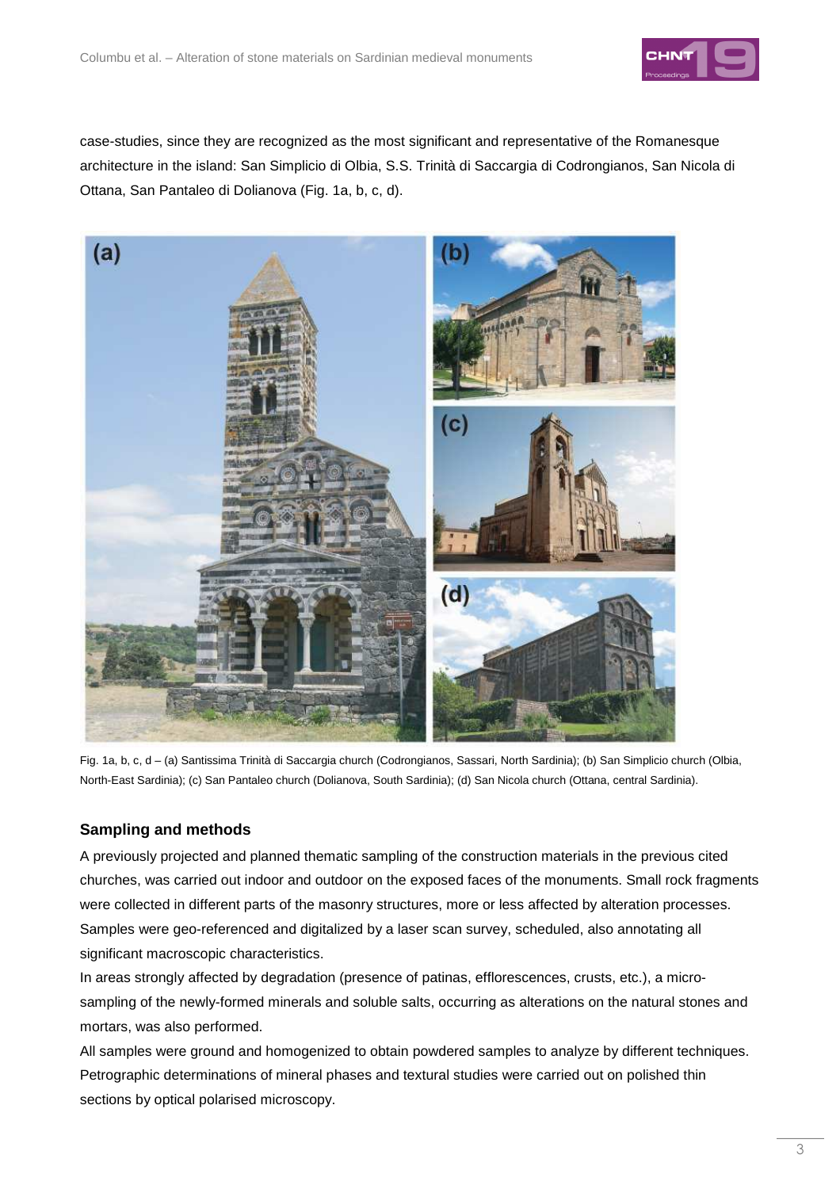case-studies, since they are recognized as the most significant and representative of the Romanesque architecture in the island: San Simplicio di Olbia, S.S. Trinità di Saccargia di Codrongianos, San Nicola di Ottana, San Pantaleo di Dolianova (Fig. 1a, b, c, d).

Fig. 1a, b, c, d – (a) Santissima Trinità di Saccargia church (Codrongianos, Sassari, North Sardinia); (b) San Simplicio church (Olbia, North-East Sardinia); (c) San Pantaleo church (Dolianova, South Sardinia); (d) San Nicola church (Ottana, central Sardinia).

## Sampling and methods

A previously projected and planned thematic sampling of the construction materials in the previous cited churches, was carried out indoor and outdoor on the exposed faces of the monuments. Small rock fragments were collected in different parts of the masonry structures, more or less affected by alteration processes. Samples were geo-referenced and digitalized by a laser scan survey, scheduled, also annotating all significant macroscopic characteristics.

In areas strongly affected by degradation (presence of patinas, efflorescences, crusts, etc.), a micro-sampling of the newly-formed minerals and soluble salts, occurring as alterations on the natural stones and mortars, was also performed.

All samples were ground and homogenized to obtain powdered samples to analyze by different techniques. Petrographic determinations of mineral phases and textural studies were carried out on polished thin sections by optical polarised microscopy.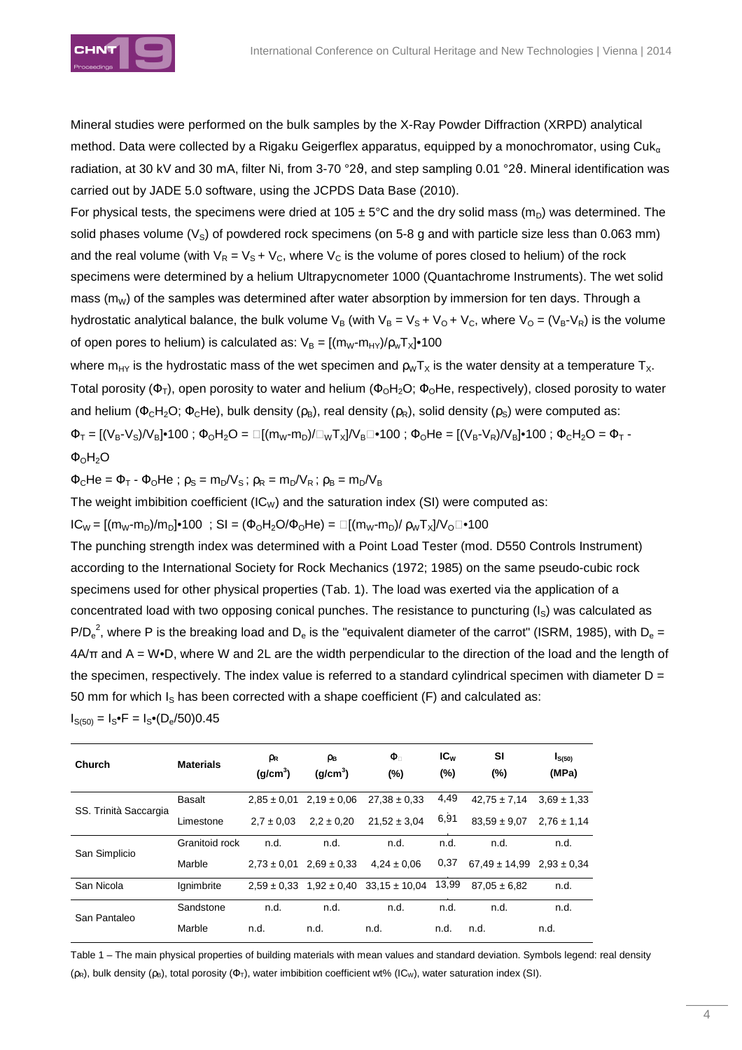Mineral studies were performed on the bulk samples by the X-Ray Powder Diffraction (XRPD) analytical method. Data were collected by a Rigaku Geigerflex apparatus, equipped by a monochromator, using Cu$k_\alpha$ radiation, at 30 kV and 30 mA, filter Ni, from 3-70 °2θ, and step sampling 0.01 °2θ. Mineral identification was carried out by JADE 5.0 software, using the JCPDS Data Base (2010).

For physical tests, the specimens were dried at 105 ± 5°C and the dry solid mass ($m_D$) was determined. The solid phases volume ($V_S$) of powdered rock specimens (on 5-8 g and with particle size less than 0.063 mm) and the real volume (with $V_R = V_S + V_C$, where $V_C$ is the volume of pores closed to helium) of the rock specimens were determined by a helium Ultrapycnometer 1000 (Quantachrome Instruments). The wet solid mass ($m_W$) of the samples was determined after water absorption by immersion for ten days. Through a hydrostatic analytical balance, the bulk volume $V_B$ (with $V_B = V_S + V_O + V_C$, where $V_O = (V_B\text{-}V_R)$ is the volume of open pores to helium) is calculated as: $V_B = [(m_W\text{-}m_{HY})/\rho_W T_X]\bullet 100$

where $m_{HY}$ is the hydrostatic mass of the wet specimen and $\rho_W T_X$ is the water density at a temperature $T_X$. Total porosity ($\Phi_T$), open porosity to water and helium ($\Phi_O H_2O$; $\Phi_O He$, respectively), closed porosity to water and helium ($\Phi_C H_2O$; $\Phi_C He$), bulk density ($\rho_B$), real density ($\rho_R$), solid density ($\rho_S$) were computed as:

$\Phi_T = [(V_B\text{-}V_S)/V_B]\bullet 100$ ; $\Phi_O H_2O = [(m_W\text{-}m_D)/\rho_W T_X]/V_B\bullet 100$ ; $\Phi_O He = [(V_B\text{-}V_R)/V_B]\bullet 100$ ; $\Phi_C H_2O = \Phi_T - \Phi_O H_2O$

$\Phi_C He = \Phi_T - \Phi_O He$ ; $\rho_S = m_D/V_S$ ; $\rho_R = m_D/V_R$ ; $\rho_B = m_D/V_B$

The weight imbibition coefficient ($IC_W$) and the saturation index (SI) were computed as:

$IC_W = [(m_W\text{-}m_D)/m_D]\bullet 100$ ; $SI = (\Phi_O H_2O/\Phi_O He) = [(m_W\text{-}m_D)/\rho_W T_X]/V_O\bullet 100$

The punching strength index was determined with a Point Load Tester (mod. D550 Controls Instrument) according to the International Society for Rock Mechanics (1972; 1985) on the same pseudo-cubic rock specimens used for other physical properties (Tab. 1). The load was exerted via the application of a concentrated load with two opposing conical punches. The resistance to puncturing ($I_S$) was calculated as $P/D_e^2$, where P is the breaking load and $D_e$ is the "equivalent diameter of the carrot" (ISRM, 1985), with $D_e = 4A/\pi$ and $A = W\bullet D$, where W and 2L are the width perpendicular to the direction of the load and the length of the specimen, respectively. The index value is referred to a standard cylindrical specimen with diameter D = 50 mm for which $I_S$ has been corrected with a shape coefficient (F) and calculated as:

$I_{S(50)} = I_S\bullet F = I_S\bullet(D_e/50)0.45$

| Church | Materials | $\rho_R$ (g/cm$^3$) | $\rho_B$ (g/cm$^3$) | $\Phi_T$ (%) | $IC_W$ (%) | SI (%) | $I_{S(50)}$ (MPa) |
|---|---|---|---|---|---|---|---|
| SS. Trinità Saccargia | Basalt | 2,85 ± 0,01 | 2,19 ± 0,06 | 27,38 ± 0,33 | 4,49 | 42,75 ± 7,14 | 3,69 ± 1,33 |
| | Limestone | 2,7 ± 0,03 | 2,2 ± 0,20 | 21,52 ± 3,04 | 6,91 | 83,59 ± 9,07 | 2,76 ± 1,14 |
| San Simplicio | Granitoid rock | n.d. | n.d. | n.d. | n.d. | n.d. | n.d. |
| | Marble | 2,73 ± 0,01 | 2,69 ± 0,33 | 4,24 ± 0,06 | 0,37 | 67,49 ± 14,99 | 2,93 ± 0,34 |
| San Nicola | Ignimbrite | 2,59 ± 0,33 | 1,92 ± 0,40 | 33,15 ± 10,04 | 13,99 | 87,05 ± 6,82 | n.d. |
| San Pantaleo | Sandstone | n.d. | n.d. | n.d. | n.d. | n.d. | n.d. |
| | Marble | n.d. | n.d. | n.d. | n.d. | n.d. | n.d. |

Table 1 – The main physical properties of building materials with mean values and standard deviation. Symbols legend: real density ($\rho_R$), bulk density ($\rho_B$), total porosity ($\Phi_T$), water imbibition coefficient wt% ($IC_W$), water saturation index (SI).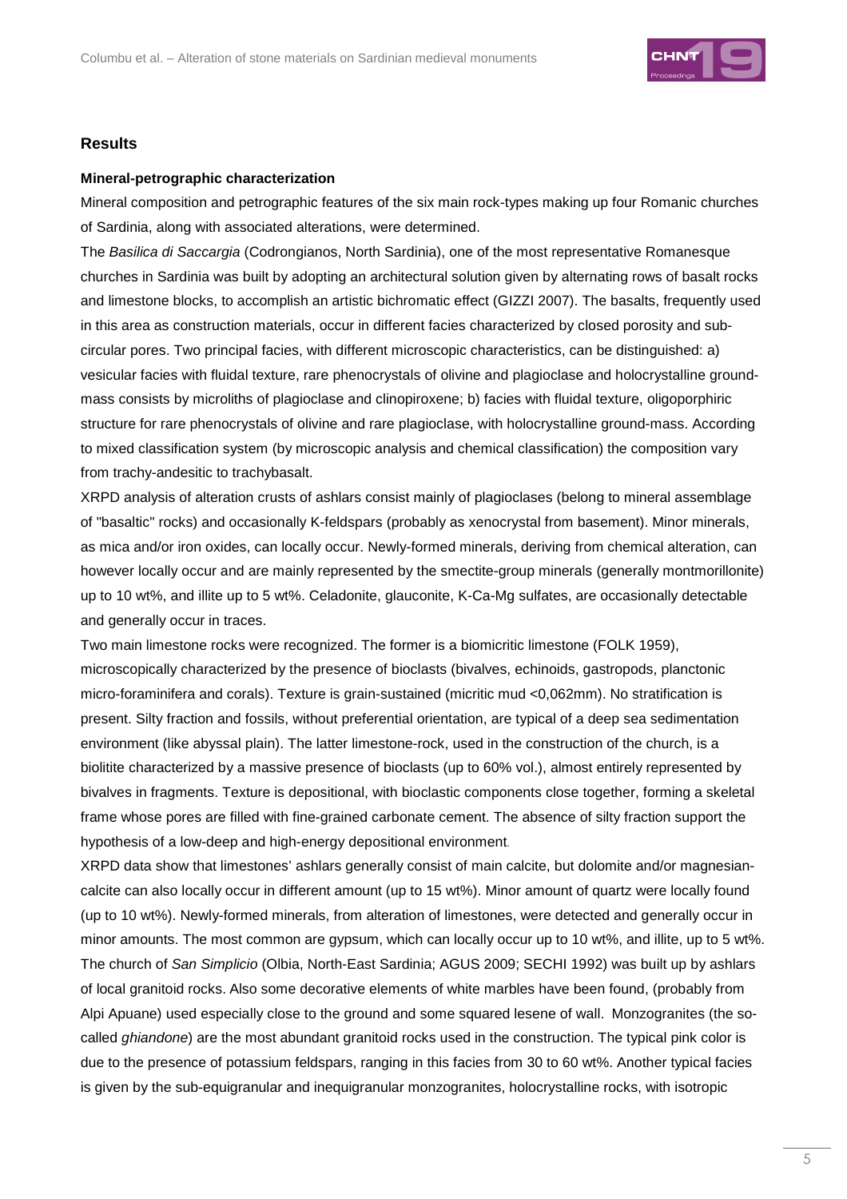## Results

### Mineral-petrographic characterization

Mineral composition and petrographic features of the six main rock-types making up four Romanic churches of Sardinia, along with associated alterations, were determined.

The *Basilica di Saccargia* (Codrongianos, North Sardinia), one of the most representative Romanesque churches in Sardinia was built by adopting an architectural solution given by alternating rows of basalt rocks and limestone blocks, to accomplish an artistic bichromatic effect (GIZZI 2007). The basalts, frequently used in this area as construction materials, occur in different facies characterized by closed porosity and sub-circular pores. Two principal facies, with different microscopic characteristics, can be distinguished: a) vesicular facies with fluidal texture, rare phenocrystals of olivine and plagioclase and holocrystalline ground-mass consists by microliths of plagioclase and clinopiroxene; b) facies with fluidal texture, oligoporphiric structure for rare phenocrystals of olivine and rare plagioclase, with holocrystalline ground-mass. According to mixed classification system (by microscopic analysis and chemical classification) the composition vary from trachy-andesitic to trachybasalt.

XRPD analysis of alteration crusts of ashlars consist mainly of plagioclases (belong to mineral assemblage of "basaltic" rocks) and occasionally K-feldspars (probably as xenocrystal from basement). Minor minerals, as mica and/or iron oxides, can locally occur. Newly-formed minerals, deriving from chemical alteration, can however locally occur and are mainly represented by the smectite-group minerals (generally montmorillonite) up to 10 wt%, and illite up to 5 wt%. Celadonite, glauconite, K-Ca-Mg sulfates, are occasionally detectable and generally occur in traces.

Two main limestone rocks were recognized. The former is a biomicritic limestone (FOLK 1959), microscopically characterized by the presence of bioclasts (bivalves, echinoids, gastropods, planctonic micro-foraminifera and corals). Texture is grain-sustained (micritic mud <0,062mm). No stratification is present. Silty fraction and fossils, without preferential orientation, are typical of a deep sea sedimentation environment (like abyssal plain). The latter limestone-rock, used in the construction of the church, is a biolitite characterized by a massive presence of bioclasts (up to 60% vol.), almost entirely represented by bivalves in fragments. Texture is depositional, with bioclastic components close together, forming a skeletal frame whose pores are filled with fine-grained carbonate cement. The absence of silty fraction support the hypothesis of a low-deep and high-energy depositional environment.

XRPD data show that limestones' ashlars generally consist of main calcite, but dolomite and/or magnesian-calcite can also locally occur in different amount (up to 15 wt%). Minor amount of quartz were locally found (up to 10 wt%). Newly-formed minerals, from alteration of limestones, were detected and generally occur in minor amounts. The most common are gypsum, which can locally occur up to 10 wt%, and illite, up to 5 wt%.

The church of *San Simplicio* (Olbia, North-East Sardinia; AGUS 2009; SECHI 1992) was built up by ashlars of local granitoid rocks. Also some decorative elements of white marbles have been found, (probably from Alpi Apuane) used especially close to the ground and some squared lesene of wall. Monzogranites (the so-called *ghiandone*) are the most abundant granitoid rocks used in the construction. The typical pink color is due to the presence of potassium feldspars, ranging in this facies from 30 to 60 wt%. Another typical facies is given by the sub-equigranular and inequigranular monzogranites, holocrystalline rocks, with isotropic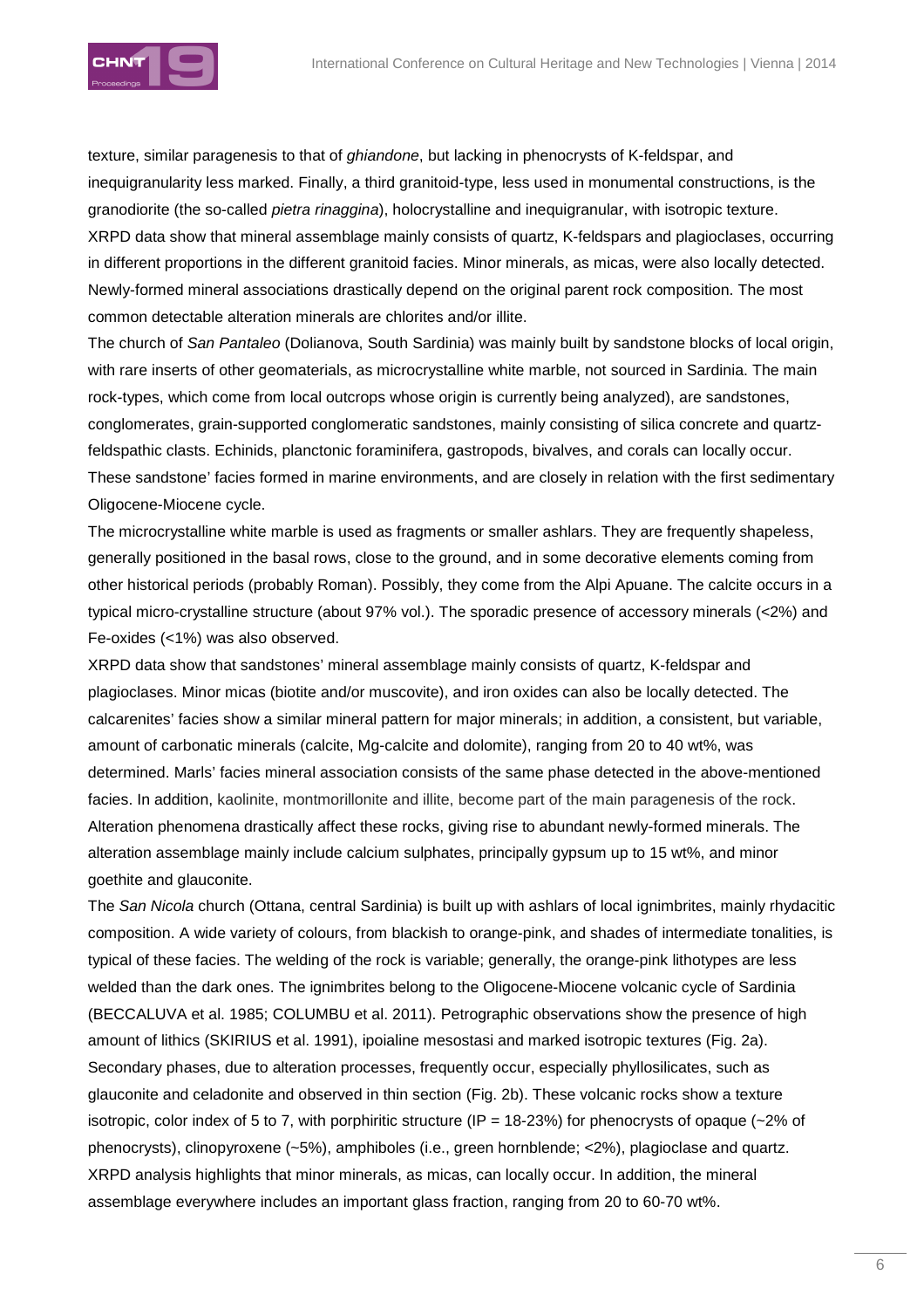texture, similar paragenesis to that of *ghiandone*, but lacking in phenocrysts of K-feldspar, and inequigranularity less marked. Finally, a third granitoid-type, less used in monumental constructions, is the granodiorite (the so-called *pietra rinaggina*), holocrystalline and inequigranular, with isotropic texture. XRPD data show that mineral assemblage mainly consists of quartz, K-feldspars and plagioclases, occurring in different proportions in the different granitoid facies. Minor minerals, as micas, were also locally detected. Newly-formed mineral associations drastically depend on the original parent rock composition. The most common detectable alteration minerals are chlorites and/or illite.

The church of *San Pantaleo* (Dolianova, South Sardinia) was mainly built by sandstone blocks of local origin, with rare inserts of other geomaterials, as microcrystalline white marble, not sourced in Sardinia. The main rock-types, which come from local outcrops whose origin is currently being analyzed), are sandstones, conglomerates, grain-supported conglomeratic sandstones, mainly consisting of silica concrete and quartz-feldspathic clasts. Echinids, planctonic foraminifera, gastropods, bivalves, and corals can locally occur. These sandstone' facies formed in marine environments, and are closely in relation with the first sedimentary Oligocene-Miocene cycle.

The microcrystalline white marble is used as fragments or smaller ashlars. They are frequently shapeless, generally positioned in the basal rows, close to the ground, and in some decorative elements coming from other historical periods (probably Roman). Possibly, they come from the Alpi Apuane. The calcite occurs in a typical micro-crystalline structure (about 97% vol.). The sporadic presence of accessory minerals (<2%) and Fe-oxides (<1%) was also observed.

XRPD data show that sandstones' mineral assemblage mainly consists of quartz, K-feldspar and plagioclases. Minor micas (biotite and/or muscovite), and iron oxides can also be locally detected. The calcarenites' facies show a similar mineral pattern for major minerals; in addition, a consistent, but variable, amount of carbonatic minerals (calcite, Mg-calcite and dolomite), ranging from 20 to 40 wt%, was determined. Marls' facies mineral association consists of the same phase detected in the above-mentioned facies. In addition, kaolinite, montmorillonite and illite, become part of the main paragenesis of the rock. Alteration phenomena drastically affect these rocks, giving rise to abundant newly-formed minerals. The alteration assemblage mainly include calcium sulphates, principally gypsum up to 15 wt%, and minor goethite and glauconite.

The *San Nicola* church (Ottana, central Sardinia) is built up with ashlars of local ignimbrites, mainly rhydacitic composition. A wide variety of colours, from blackish to orange-pink, and shades of intermediate tonalities, is typical of these facies. The welding of the rock is variable; generally, the orange-pink lithotypes are less welded than the dark ones. The ignimbrites belong to the Oligocene-Miocene volcanic cycle of Sardinia (BECCALUVA et al. 1985; COLUMBU et al. 2011). Petrographic observations show the presence of high amount of lithics (SKIRIUS et al. 1991), ipoialine mesostasi and marked isotropic textures (Fig. 2a). Secondary phases, due to alteration processes, frequently occur, especially phyllosilicates, such as glauconite and celadonite and observed in thin section (Fig. 2b). These volcanic rocks show a texture isotropic, color index of 5 to 7, with porphiritic structure (IP = 18-23%) for phenocrysts of opaque (~2% of phenocrysts), clinopyroxene (~5%), amphiboles (i.e., green hornblende; <2%), plagioclase and quartz. XRPD analysis highlights that minor minerals, as micas, can locally occur. In addition, the mineral assemblage everywhere includes an important glass fraction, ranging from 20 to 60-70 wt%.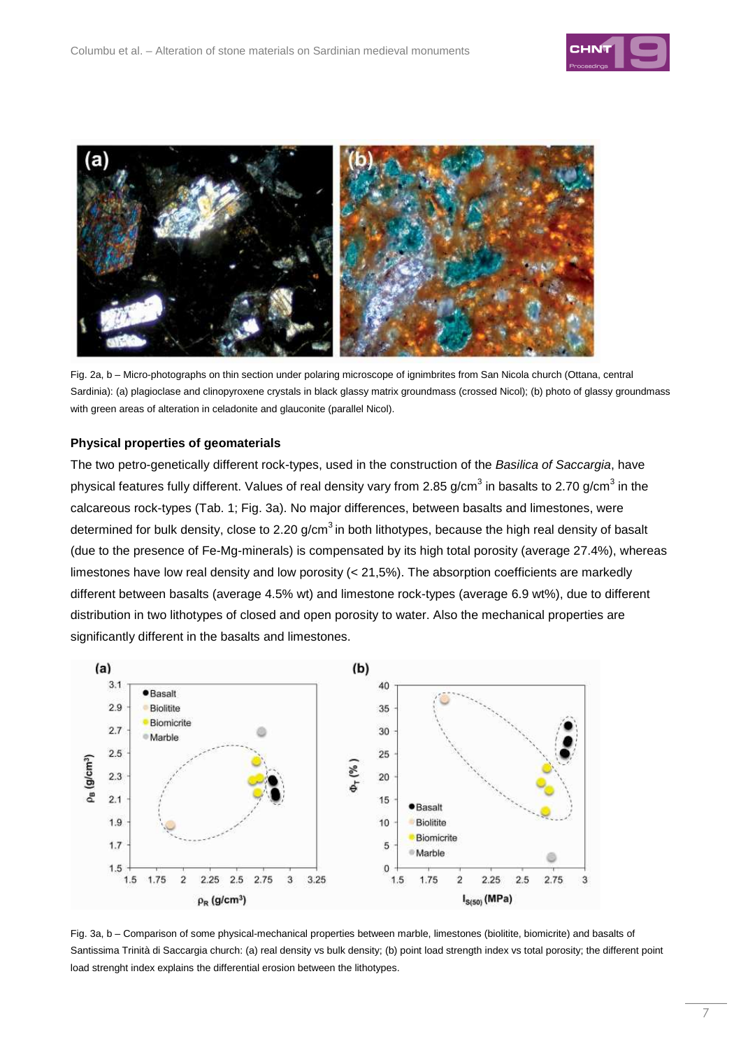Fig. 2a, b – Micro-photographs on thin section under polaring microscope of ignimbrites from San Nicola church (Ottana, central Sardinia): (a) plagioclase and clinopyroxene crystals in black glassy matrix groundmass (crossed Nicol); (b) photo of glassy groundmass with green areas of alteration in celadonite and glauconite (parallel Nicol).

### Physical properties of geomaterials

The two petro-genetically different rock-types, used in the construction of the *Basilica of Saccargia*, have physical features fully different. Values of real density vary from 2.85 g/cm$^3$ in basalts to 2.70 g/cm$^3$ in the calcareous rock-types (Tab. 1; Fig. 3a). No major differences, between basalts and limestones, were determined for bulk density, close to 2.20 g/cm$^3$ in both lithotypes, because the high real density of basalt (due to the presence of Fe-Mg-minerals) is compensated by its high total porosity (average 27.4%), whereas limestones have low real density and low porosity (< 21,5%). The absorption coefficients are markedly different between basalts (average 4.5% wt) and limestone rock-types (average 6.9 wt%), due to different distribution in two lithotypes of closed and open porosity to water. Also the mechanical properties are significantly different in the basalts and limestones.

Fig. 3a, b – Comparison of some physical-mechanical properties between marble, limestones (biolitite, biomicrite) and basalts of Santissima Trinità di Saccargia church: (a) real density vs bulk density; (b) point load strength index vs total porosity; the different point load strenght index explains the differential erosion between the lithotypes.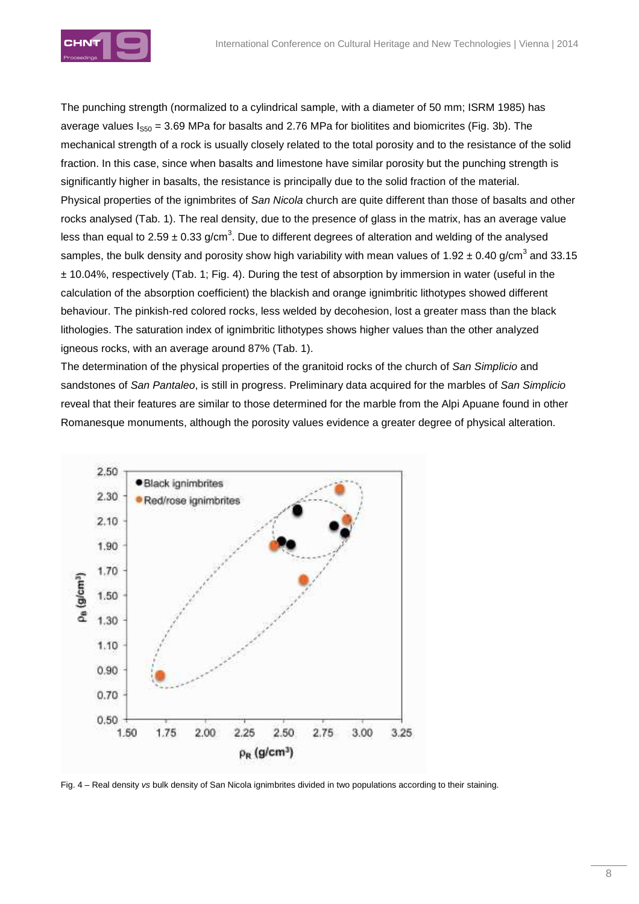The punching strength (normalized to a cylindrical sample, with a diameter of 50 mm; ISRM 1985) has average values $I_{S50}$ = 3.69 MPa for basalts and 2.76 MPa for biolitites and biomicrites (Fig. 3b). The mechanical strength of a rock is usually closely related to the total porosity and to the resistance of the solid fraction. In this case, since when basalts and limestone have similar porosity but the punching strength is significantly higher in basalts, the resistance is principally due to the solid fraction of the material.

Physical properties of the ignimbrites of *San Nicola* church are quite different than those of basalts and other rocks analysed (Tab. 1). The real density, due to the presence of glass in the matrix, has an average value less than equal to 2.59 ± 0.33 g/cm$^3$. Due to different degrees of alteration and welding of the analysed samples, the bulk density and porosity show high variability with mean values of 1.92 ± 0.40 g/cm$^3$ and 33.15 ± 10.04%, respectively (Tab. 1; Fig. 4). During the test of absorption by immersion in water (useful in the calculation of the absorption coefficient) the blackish and orange ignimbritic lithotypes showed different behaviour. The pinkish-red colored rocks, less welded by decohesion, lost a greater mass than the black lithologies. The saturation index of ignimbritic lithotypes shows higher values than the other analyzed igneous rocks, with an average around 87% (Tab. 1).

The determination of the physical properties of the granitoid rocks of the church of *San Simplicio* and sandstones of *San Pantaleo*, is still in progress. Preliminary data acquired for the marbles of *San Simplicio* reveal that their features are similar to those determined for the marble from the Alpi Apuane found in other Romanesque monuments, although the porosity values evidence a greater degree of physical alteration.

Fig. 4 – Real density *vs* bulk density of San Nicola ignimbrites divided in two populations according to their staining.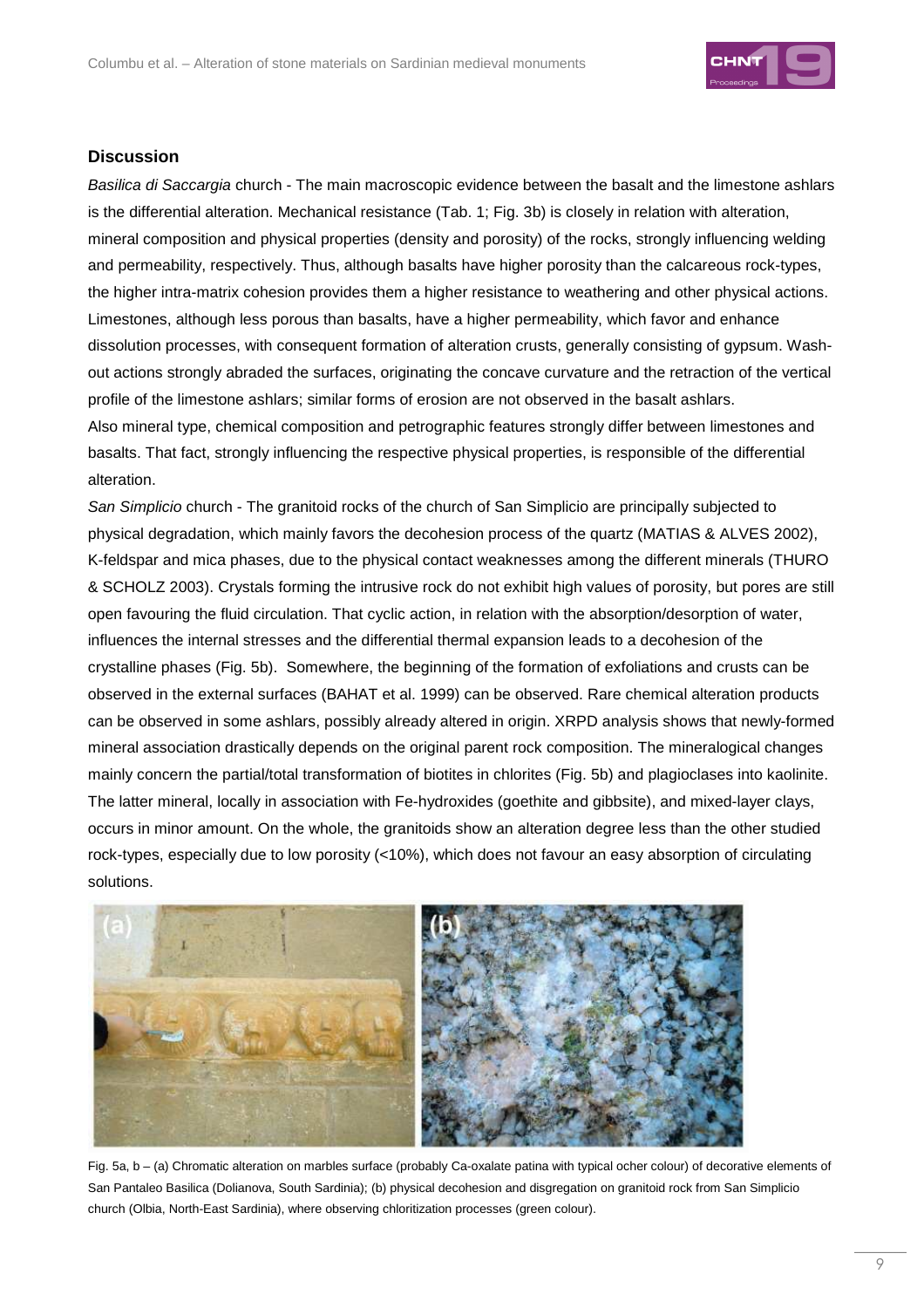## Discussion

*Basilica di Saccargia* church - The main macroscopic evidence between the basalt and the limestone ashlars is the differential alteration. Mechanical resistance (Tab. 1; Fig. 3b) is closely in relation with alteration, mineral composition and physical properties (density and porosity) of the rocks, strongly influencing welding and permeability, respectively. Thus, although basalts have higher porosity than the calcareous rock-types, the higher intra-matrix cohesion provides them a higher resistance to weathering and other physical actions. Limestones, although less porous than basalts, have a higher permeability, which favor and enhance dissolution processes, with consequent formation of alteration crusts, generally consisting of gypsum. Wash-out actions strongly abraded the surfaces, originating the concave curvature and the retraction of the vertical profile of the limestone ashlars; similar forms of erosion are not observed in the basalt ashlars.

Also mineral type, chemical composition and petrographic features strongly differ between limestones and basalts. That fact, strongly influencing the respective physical properties, is responsible of the differential alteration.

*San Simplicio* church - The granitoid rocks of the church of San Simplicio are principally subjected to physical degradation, which mainly favors the decohesion process of the quartz (MATIAS & ALVES 2002), K-feldspar and mica phases, due to the physical contact weaknesses among the different minerals (THURO & SCHOLZ 2003). Crystals forming the intrusive rock do not exhibit high values of porosity, but pores are still open favouring the fluid circulation. That cyclic action, in relation with the absorption/desorption of water, influences the internal stresses and the differential thermal expansion leads to a decohesion of the crystalline phases (Fig. 5b). Somewhere, the beginning of the formation of exfoliations and crusts can be observed in the external surfaces (BAHAT et al. 1999) can be observed. Rare chemical alteration products can be observed in some ashlars, possibly already altered in origin. XRPD analysis shows that newly-formed mineral association drastically depends on the original parent rock composition. The mineralogical changes mainly concern the partial/total transformation of biotites in chlorites (Fig. 5b) and plagioclases into kaolinite. The latter mineral, locally in association with Fe-hydroxides (goethite and gibbsite), and mixed-layer clays, occurs in minor amount. On the whole, the granitoids show an alteration degree less than the other studied rock-types, especially due to low porosity (<10%), which does not favour an easy absorption of circulating solutions.

Fig. 5a, b – (a) Chromatic alteration on marbles surface (probably Ca-oxalate patina with typical ocher colour) of decorative elements of San Pantaleo Basilica (Dolianova, South Sardinia); (b) physical decohesion and disgregation on granitoid rock from San Simplicio church (Olbia, North-East Sardinia), where observing chloritization processes (green colour).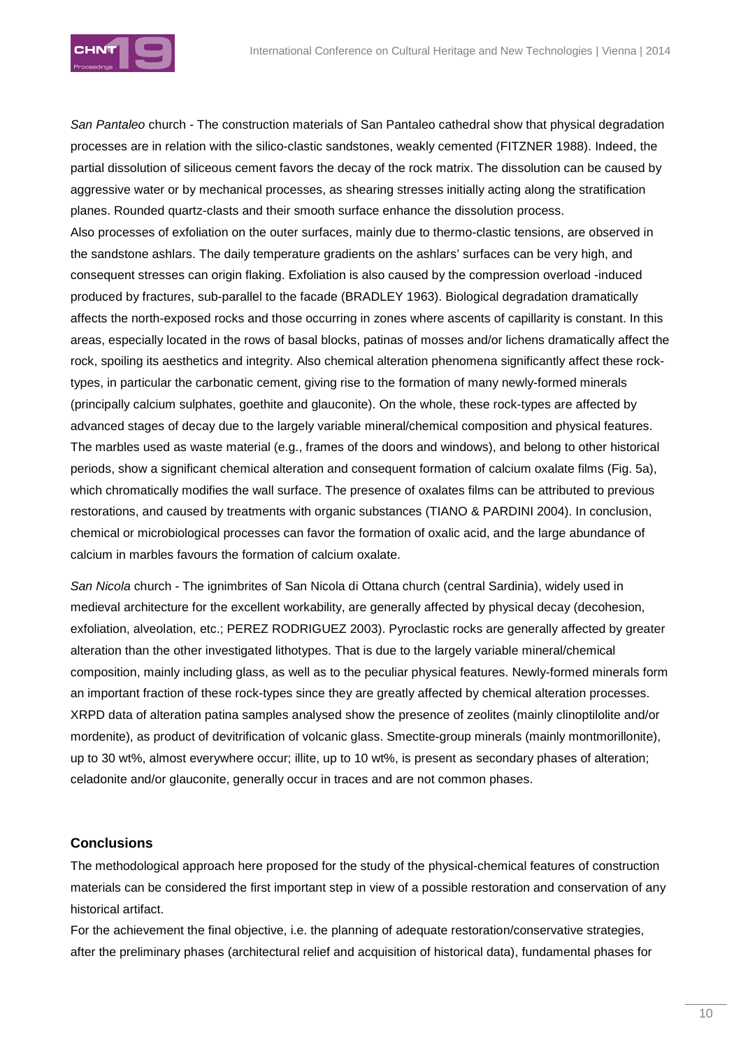*San Pantaleo* church - The construction materials of San Pantaleo cathedral show that physical degradation processes are in relation with the silico-clastic sandstones, weakly cemented (FITZNER 1988). Indeed, the partial dissolution of siliceous cement favors the decay of the rock matrix. The dissolution can be caused by aggressive water or by mechanical processes, as shearing stresses initially acting along the stratification planes. Rounded quartz-clasts and their smooth surface enhance the dissolution process.
Also processes of exfoliation on the outer surfaces, mainly due to thermo-clastic tensions, are observed in the sandstone ashlars. The daily temperature gradients on the ashlars' surfaces can be very high, and consequent stresses can origin flaking. Exfoliation is also caused by the compression overload -induced produced by fractures, sub-parallel to the facade (BRADLEY 1963). Biological degradation dramatically affects the north-exposed rocks and those occurring in zones where ascents of capillarity is constant. In this areas, especially located in the rows of basal blocks, patinas of mosses and/or lichens dramatically affect the rock, spoiling its aesthetics and integrity. Also chemical alteration phenomena significantly affect these rock-types, in particular the carbonatic cement, giving rise to the formation of many newly-formed minerals (principally calcium sulphates, goethite and glauconite). On the whole, these rock-types are affected by advanced stages of decay due to the largely variable mineral/chemical composition and physical features.
The marbles used as waste material (e.g., frames of the doors and windows), and belong to other historical periods, show a significant chemical alteration and consequent formation of calcium oxalate films (Fig. 5a), which chromatically modifies the wall surface. The presence of oxalates films can be attributed to previous restorations, and caused by treatments with organic substances (TIANO & PARDINI 2004). In conclusion, chemical or microbiological processes can favor the formation of oxalic acid, and the large abundance of calcium in marbles favours the formation of calcium oxalate.

*San Nicola* church - The ignimbrites of San Nicola di Ottana church (central Sardinia), widely used in medieval architecture for the excellent workability, are generally affected by physical decay (decohesion, exfoliation, alveolation, etc.; PEREZ RODRIGUEZ 2003). Pyroclastic rocks are generally affected by greater alteration than the other investigated lithotypes. That is due to the largely variable mineral/chemical composition, mainly including glass, as well as to the peculiar physical features. Newly-formed minerals form an important fraction of these rock-types since they are greatly affected by chemical alteration processes. XRPD data of alteration patina samples analysed show the presence of zeolites (mainly clinoptilolite and/or mordenite), as product of devitrification of volcanic glass. Smectite-group minerals (mainly montmorillonite), up to 30 wt%, almost everywhere occur; illite, up to 10 wt%, is present as secondary phases of alteration; celadonite and/or glauconite, generally occur in traces and are not common phases.

## Conclusions

The methodological approach here proposed for the study of the physical-chemical features of construction materials can be considered the first important step in view of a possible restoration and conservation of any historical artifact.
For the achievement the final objective, i.e. the planning of adequate restoration/conservative strategies, after the preliminary phases (architectural relief and acquisition of historical data), fundamental phases for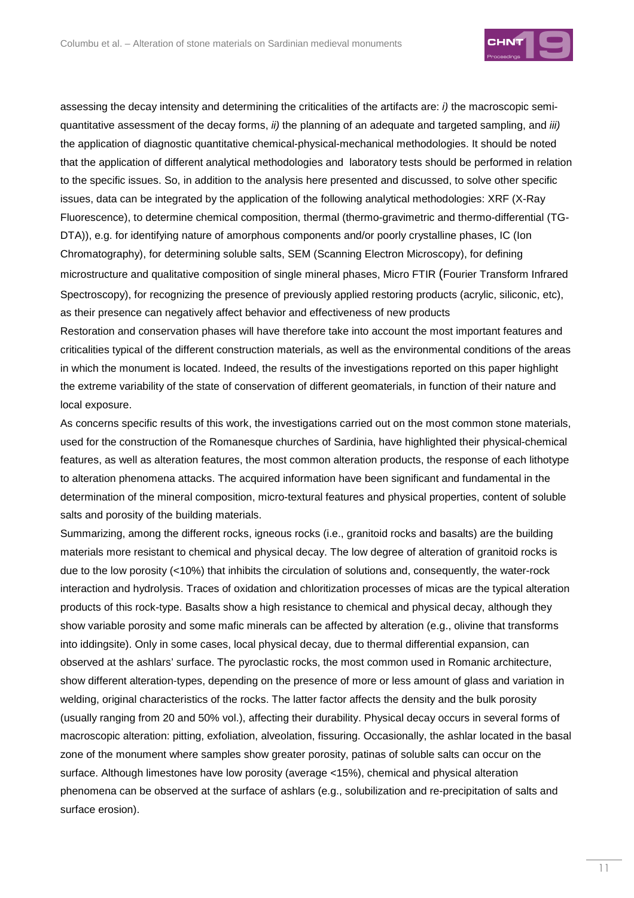assessing the decay intensity and determining the criticalities of the artifacts are: *i)* the macroscopic semi-quantitative assessment of the decay forms, *ii)* the planning of an adequate and targeted sampling, and *iii)* the application of diagnostic quantitative chemical-physical-mechanical methodologies. It should be noted that the application of different analytical methodologies and laboratory tests should be performed in relation to the specific issues. So, in addition to the analysis here presented and discussed, to solve other specific issues, data can be integrated by the application of the following analytical methodologies: XRF (X-Ray Fluorescence), to determine chemical composition, thermal (thermo-gravimetric and thermo-differential (TG-DTA)), e.g. for identifying nature of amorphous components and/or poorly crystalline phases, IC (Ion Chromatography), for determining soluble salts, SEM (Scanning Electron Microscopy), for defining microstructure and qualitative composition of single mineral phases, Micro FTIR (Fourier Transform Infrared Spectroscopy), for recognizing the presence of previously applied restoring products (acrylic, siliconic, etc), as their presence can negatively affect behavior and effectiveness of new products

Restoration and conservation phases will have therefore take into account the most important features and criticalities typical of the different construction materials, as well as the environmental conditions of the areas in which the monument is located. Indeed, the results of the investigations reported on this paper highlight the extreme variability of the state of conservation of different geomaterials, in function of their nature and local exposure.

As concerns specific results of this work, the investigations carried out on the most common stone materials, used for the construction of the Romanesque churches of Sardinia, have highlighted their physical-chemical features, as well as alteration features, the most common alteration products, the response of each lithotype to alteration phenomena attacks. The acquired information have been significant and fundamental in the determination of the mineral composition, micro-textural features and physical properties, content of soluble salts and porosity of the building materials.

Summarizing, among the different rocks, igneous rocks (i.e., granitoid rocks and basalts) are the building materials more resistant to chemical and physical decay. The low degree of alteration of granitoid rocks is due to the low porosity (<10%) that inhibits the circulation of solutions and, consequently, the water-rock interaction and hydrolysis. Traces of oxidation and chloritization processes of micas are the typical alteration products of this rock-type. Basalts show a high resistance to chemical and physical decay, although they show variable porosity and some mafic minerals can be affected by alteration (e.g., olivine that transforms into iddingsite). Only in some cases, local physical decay, due to thermal differential expansion, can observed at the ashlars' surface. The pyroclastic rocks, the most common used in Romanic architecture, show different alteration-types, depending on the presence of more or less amount of glass and variation in welding, original characteristics of the rocks. The latter factor affects the density and the bulk porosity (usually ranging from 20 and 50% vol.), affecting their durability. Physical decay occurs in several forms of macroscopic alteration: pitting, exfoliation, alveolation, fissuring. Occasionally, the ashlar located in the basal zone of the monument where samples show greater porosity, patinas of soluble salts can occur on the surface. Although limestones have low porosity (average <15%), chemical and physical alteration phenomena can be observed at the surface of ashlars (e.g., solubilization and re-precipitation of salts and surface erosion).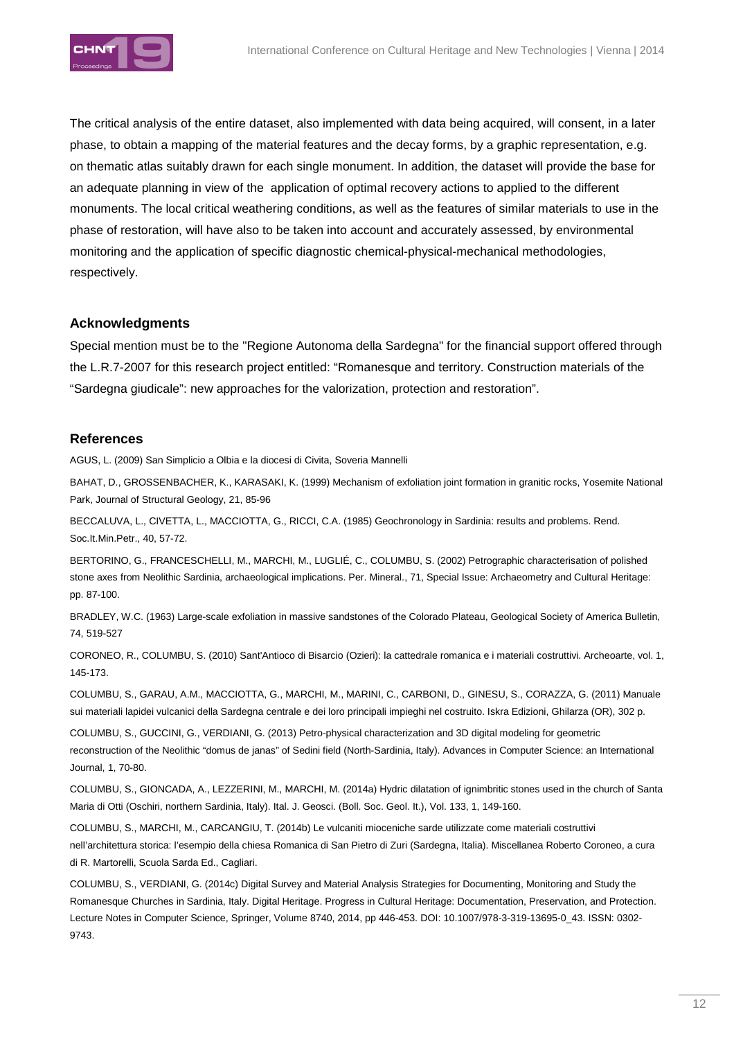The critical analysis of the entire dataset, also implemented with data being acquired, will consent, in a later phase, to obtain a mapping of the material features and the decay forms, by a graphic representation, e.g. on thematic atlas suitably drawn for each single monument. In addition, the dataset will provide the base for an adequate planning in view of the application of optimal recovery actions to applied to the different monuments. The local critical weathering conditions, as well as the features of similar materials to use in the phase of restoration, will have also to be taken into account and accurately assessed, by environmental monitoring and the application of specific diagnostic chemical-physical-mechanical methodologies, respectively.

## Acknowledgments

Special mention must be to the "Regione Autonoma della Sardegna" for the financial support offered through the L.R.7-2007 for this research project entitled: "Romanesque and territory. Construction materials of the "Sardegna giudicale": new approaches for the valorization, protection and restoration".

## References

AGUS, L. (2009) San Simplicio a Olbia e la diocesi di Civita, Soveria Mannelli

BAHAT, D., GROSSENBACHER, K., KARASAKI, K. (1999) Mechanism of exfoliation joint formation in granitic rocks, Yosemite National Park, Journal of Structural Geology, 21, 85-96

BECCALUVA, L., CIVETTA, L., MACCIOTTA, G., RICCI, C.A. (1985) Geochronology in Sardinia: results and problems. Rend. Soc.It.Min.Petr., 40, 57-72.

BERTORINO, G., FRANCESCHELLI, M., MARCHI, M., LUGLIÉ, C., COLUMBU, S. (2002) Petrographic characterisation of polished stone axes from Neolithic Sardinia, archaeological implications. Per. Mineral., 71, Special Issue: Archaeometry and Cultural Heritage: pp. 87-100.

BRADLEY, W.C. (1963) Large-scale exfoliation in massive sandstones of the Colorado Plateau, Geological Society of America Bulletin, 74, 519-527

CORONEO, R., COLUMBU, S. (2010) Sant'Antioco di Bisarcio (Ozieri): la cattedrale romanica e i materiali costruttivi. Archeoarte, vol. 1, 145-173.

COLUMBU, S., GARAU, A.M., MACCIOTTA, G., MARCHI, M., MARINI, C., CARBONI, D., GINESU, S., CORAZZA, G. (2011) Manuale sui materiali lapidei vulcanici della Sardegna centrale e dei loro principali impieghi nel costruito. Iskra Edizioni, Ghilarza (OR), 302 p.

COLUMBU, S., GUCCINI, G., VERDIANI, G. (2013) Petro-physical characterization and 3D digital modeling for geometric reconstruction of the Neolithic "domus de janas" of Sedini field (North-Sardinia, Italy). Advances in Computer Science: an International Journal, 1, 70-80.

COLUMBU, S., GIONCADA, A., LEZZERINI, M., MARCHI, M. (2014a) Hydric dilatation of ignimbritic stones used in the church of Santa Maria di Otti (Oschiri, northern Sardinia, Italy). Ital. J. Geosci. (Boll. Soc. Geol. It.), Vol. 133, 1, 149-160.

COLUMBU, S., MARCHI, M., CARCANGIU, T. (2014b) Le vulcaniti mioceniche sarde utilizzate come materiali costruttivi nell'architettura storica: l'esempio della chiesa Romanica di San Pietro di Zuri (Sardegna, Italia). Miscellanea Roberto Coroneo, a cura di R. Martorelli, Scuola Sarda Ed., Cagliari.

COLUMBU, S., VERDIANI, G. (2014c) Digital Survey and Material Analysis Strategies for Documenting, Monitoring and Study the Romanesque Churches in Sardinia, Italy. Digital Heritage. Progress in Cultural Heritage: Documentation, Preservation, and Protection. Lecture Notes in Computer Science, Springer, Volume 8740, 2014, pp 446-453. DOI: 10.1007/978-3-319-13695-0_43. ISSN: 0302-9743.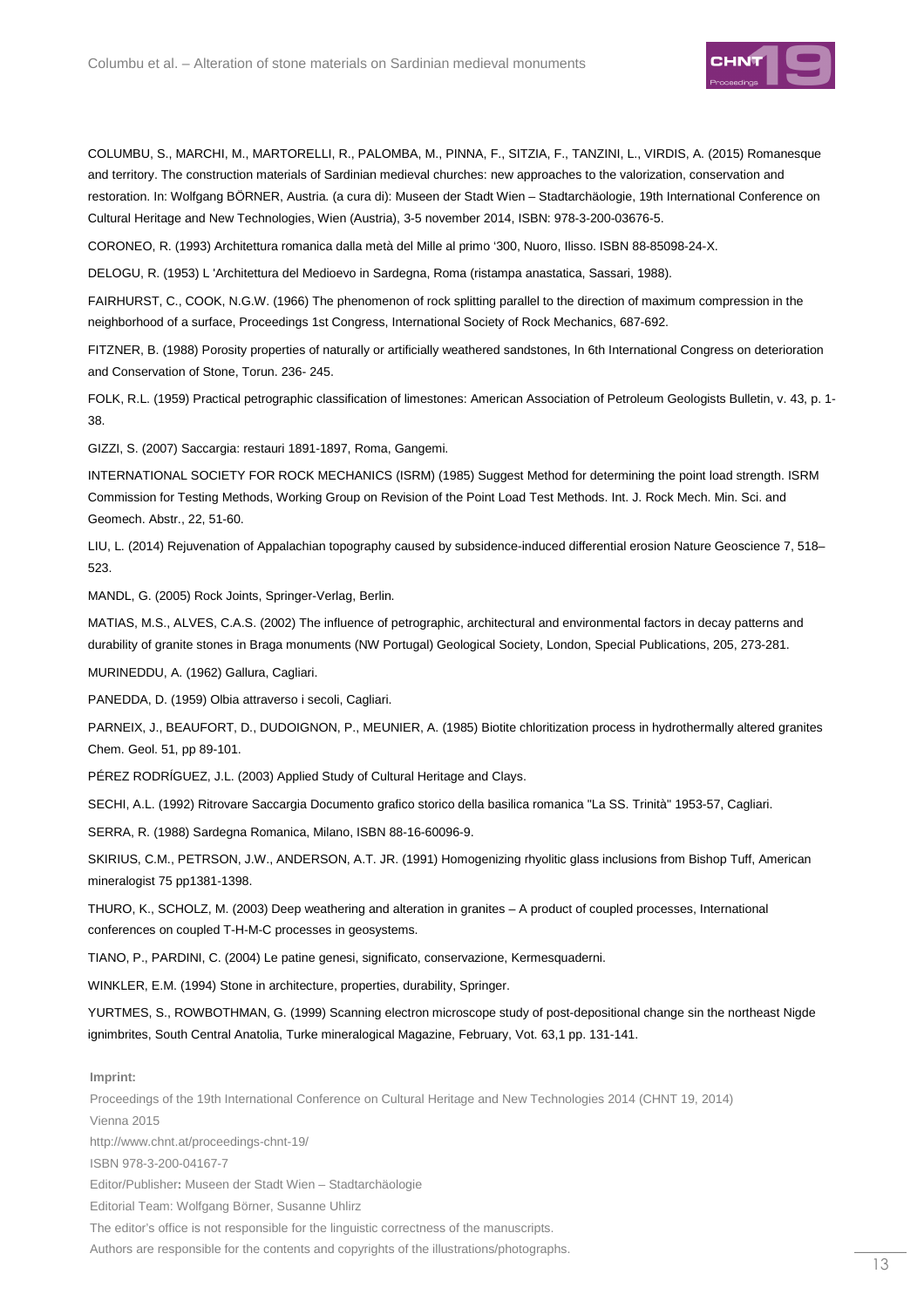COLUMBU, S., MARCHI, M., MARTORELLI, R., PALOMBA, M., PINNA, F., SITZIA, F., TANZINI, L., VIRDIS, A. (2015) Romanesque and territory. The construction materials of Sardinian medieval churches: new approaches to the valorization, conservation and restoration. In: Wolfgang BÖRNER, Austria. (a cura di): Museen der Stadt Wien – Stadtarchäologie, 19th International Conference on Cultural Heritage and New Technologies, Wien (Austria), 3-5 november 2014, ISBN: 978-3-200-03676-5.

CORONEO, R. (1993) Architettura romanica dalla metà del Mille al primo '300, Nuoro, Ilisso. ISBN 88-85098-24-X.

DELOGU, R. (1953) L 'Architettura del Medioevo in Sardegna, Roma (ristampa anastatica, Sassari, 1988).

FAIRHURST, C., COOK, N.G.W. (1966) The phenomenon of rock splitting parallel to the direction of maximum compression in the neighborhood of a surface, Proceedings 1st Congress, International Society of Rock Mechanics, 687-692.

FITZNER, B. (1988) Porosity properties of naturally or artificially weathered sandstones, In 6th International Congress on deterioration and Conservation of Stone, Torun. 236- 245.

FOLK, R.L. (1959) Practical petrographic classification of limestones: American Association of Petroleum Geologists Bulletin, v. 43, p. 1-38.

GIZZI, S. (2007) Saccargia: restauri 1891-1897, Roma, Gangemi.

INTERNATIONAL SOCIETY FOR ROCK MECHANICS (ISRM) (1985) Suggest Method for determining the point load strength. ISRM Commission for Testing Methods, Working Group on Revision of the Point Load Test Methods. Int. J. Rock Mech. Min. Sci. and Geomech. Abstr., 22, 51-60.

LIU, L. (2014) Rejuvenation of Appalachian topography caused by subsidence-induced differential erosion Nature Geoscience 7, 518–523.

MANDL, G. (2005) Rock Joints, Springer-Verlag, Berlin.

MATIAS, M.S., ALVES, C.A.S. (2002) The influence of petrographic, architectural and environmental factors in decay patterns and durability of granite stones in Braga monuments (NW Portugal) Geological Society, London, Special Publications, 205, 273-281.

MURINEDDU, A. (1962) Gallura, Cagliari.

PANEDDA, D. (1959) Olbia attraverso i secoli, Cagliari.

PARNEIX, J., BEAUFORT, D., DUDOIGNON, P., MEUNIER, A. (1985) Biotite chloritization process in hydrothermally altered granites Chem. Geol. 51, pp 89-101.

PÉREZ RODRÍGUEZ, J.L. (2003) Applied Study of Cultural Heritage and Clays.

SECHI, A.L. (1992) Ritrovare Saccargia Documento grafico storico della basilica romanica "La SS. Trinità" 1953-57, Cagliari.

SERRA, R. (1988) Sardegna Romanica, Milano, ISBN 88-16-60096-9.

SKIRIUS, C.M., PETRSON, J.W., ANDERSON, A.T. JR. (1991) Homogenizing rhyolitic glass inclusions from Bishop Tuff, American mineralogist 75 pp1381-1398.

THURO, K., SCHOLZ, M. (2003) Deep weathering and alteration in granites – A product of coupled processes, International conferences on coupled T-H-M-C processes in geosystems.

TIANO, P., PARDINI, C. (2004) Le patine genesi, significato, conservazione, Kermesquaderni.

WINKLER, E.M. (1994) Stone in architecture, properties, durability, Springer.

YURTMES, S., ROWBOTHMAN, G. (1999) Scanning electron microscope study of post-depositional change sin the northeast Nigde ignimbrites, South Central Anatolia, Turke mineralogical Magazine, February, Vot. 63,1 pp. 131-141.

**Imprint:**

Proceedings of the 19th International Conference on Cultural Heritage and New Technologies 2014 (CHNT 19, 2014)

Vienna 2015

http://www.chnt.at/proceedings-chnt-19/

ISBN 978-3-200-04167-7

Editor/Publisher**:** Museen der Stadt Wien – Stadtarchäologie

Editorial Team: Wolfgang Börner, Susanne Uhlirz

The editor's office is not responsible for the linguistic correctness of the manuscripts.

Authors are responsible for the contents and copyrights of the illustrations/photographs.